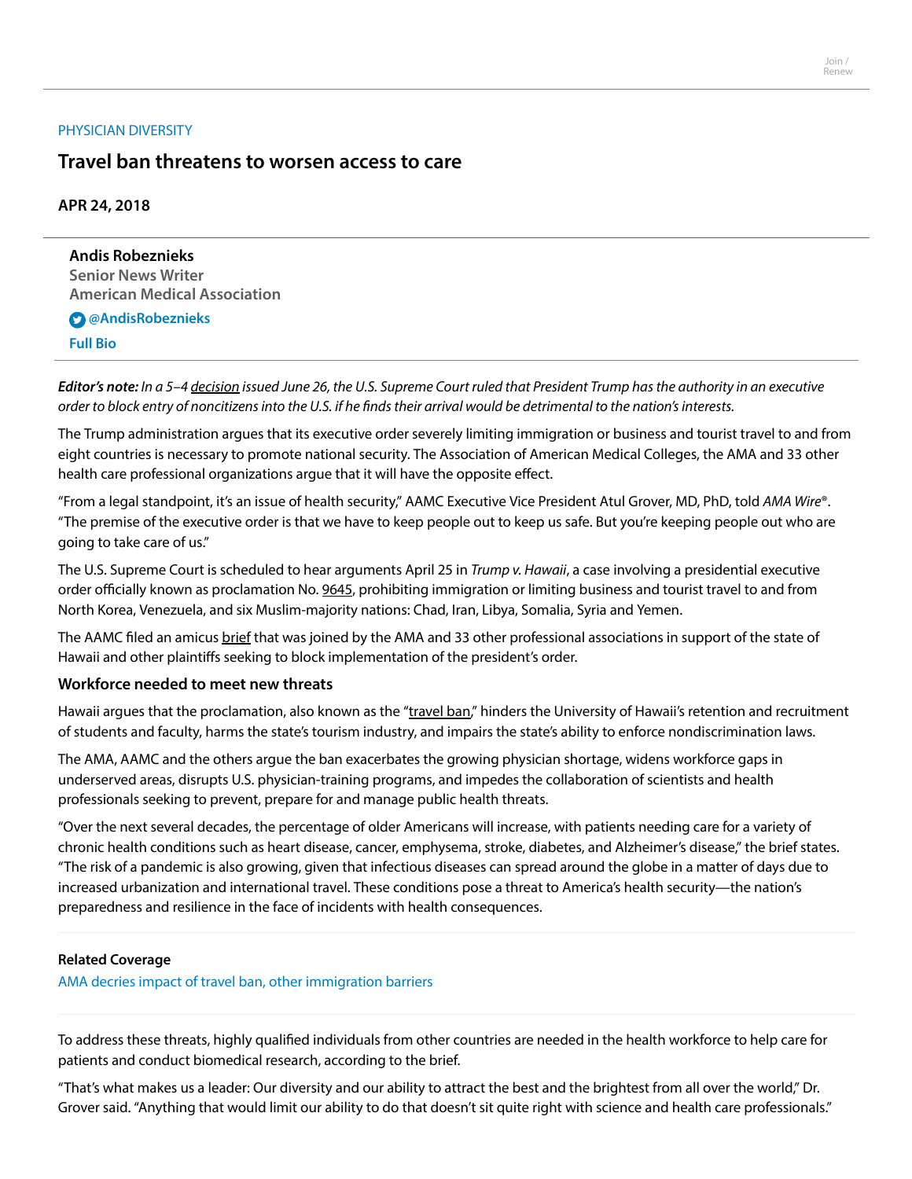PHYSICIAN DIVERSITY

# Travel ban threatens to worsen access to care

**APR 24, 2018**

**Andis Robeznieks**
**Senior News Writer**
**American Medical Association**

**@AndisRobeznieks**

**Full Bio**

***Editor's note:*** *In a 5–4 decision issued June 26, the U.S. Supreme Court ruled that President Trump has the authority in an executive order to block entry of noncitizens into the U.S. if he finds their arrival would be detrimental to the nation's interests.*

The Trump administration argues that its executive order severely limiting immigration or business and tourist travel to and from eight countries is necessary to promote national security. The Association of American Medical Colleges, the AMA and 33 other health care professional organizations argue that it will have the opposite effect.

"From a legal standpoint, it's an issue of health security," AAMC Executive Vice President Atul Grover, MD, PhD, told *AMA Wire*®. "The premise of the executive order is that we have to keep people out to keep us safe. But you're keeping people out who are going to take care of us."

The U.S. Supreme Court is scheduled to hear arguments April 25 in *Trump v. Hawaii*, a case involving a presidential executive order officially known as proclamation No. 9645, prohibiting immigration or limiting business and tourist travel to and from North Korea, Venezuela, and six Muslim-majority nations: Chad, Iran, Libya, Somalia, Syria and Yemen.

The AAMC filed an amicus brief that was joined by the AMA and 33 other professional associations in support of the state of Hawaii and other plaintiffs seeking to block implementation of the president's order.

### Workforce needed to meet new threats

Hawaii argues that the proclamation, also known as the "travel ban," hinders the University of Hawaii's retention and recruitment of students and faculty, harms the state's tourism industry, and impairs the state's ability to enforce nondiscrimination laws.

The AMA, AAMC and the others argue the ban exacerbates the growing physician shortage, widens workforce gaps in underserved areas, disrupts U.S. physician-training programs, and impedes the collaboration of scientists and health professionals seeking to prevent, prepare for and manage public health threats.

"Over the next several decades, the percentage of older Americans will increase, with patients needing care for a variety of chronic health conditions such as heart disease, cancer, emphysema, stroke, diabetes, and Alzheimer's disease," the brief states. "The risk of a pandemic is also growing, given that infectious diseases can spread around the globe in a matter of days due to increased urbanization and international travel. These conditions pose a threat to America's health security—the nation's preparedness and resilience in the face of incidents with health consequences.

**Related Coverage**

AMA decries impact of travel ban, other immigration barriers

To address these threats, highly qualified individuals from other countries are needed in the health workforce to help care for patients and conduct biomedical research, according to the brief.

"That's what makes us a leader: Our diversity and our ability to attract the best and the brightest from all over the world," Dr. Grover said. "Anything that would limit our ability to do that doesn't sit quite right with science and health care professionals."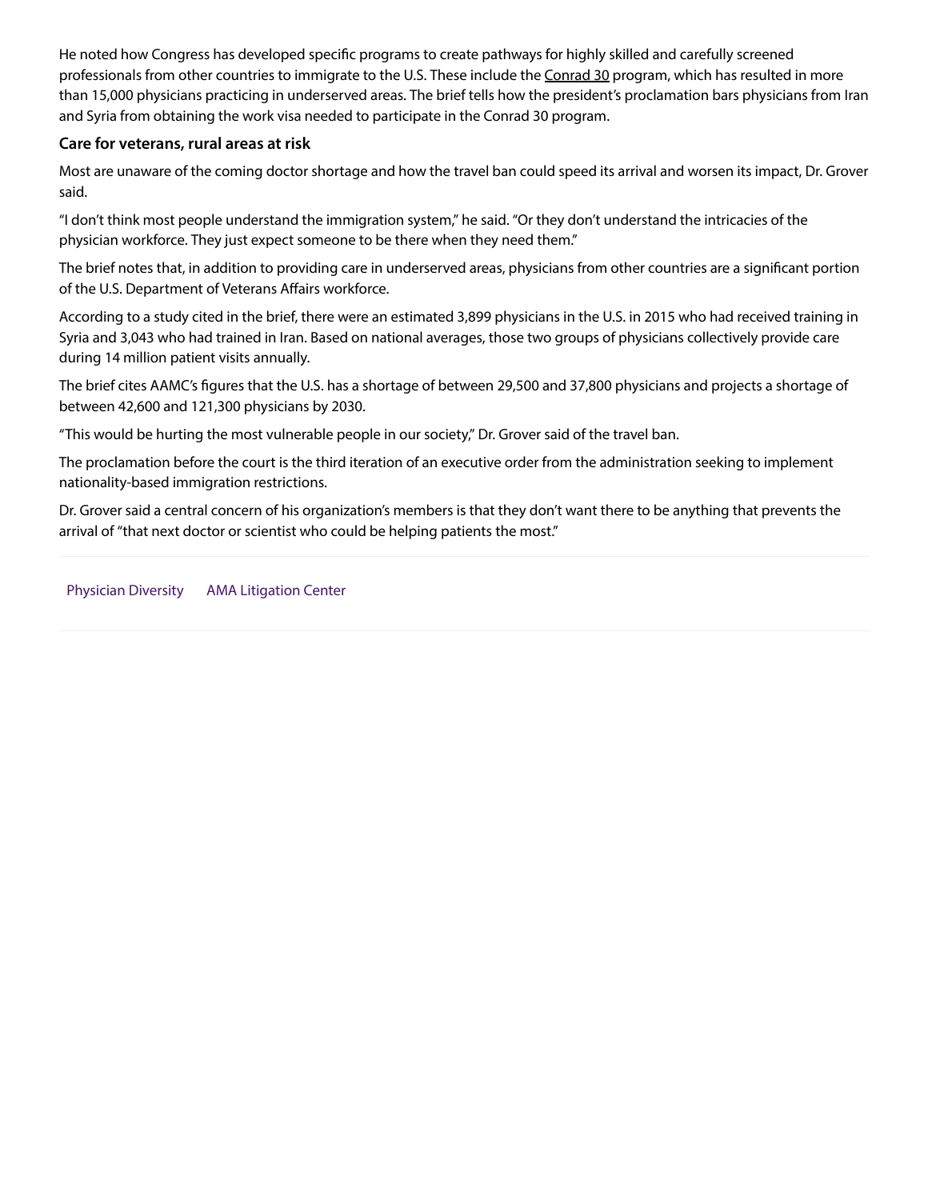He noted how Congress has developed specific programs to create pathways for highly skilled and carefully screened professionals from other countries to immigrate to the U.S. These include the Conrad 30 program, which has resulted in more than 15,000 physicians practicing in underserved areas. The brief tells how the president's proclamation bars physicians from Iran and Syria from obtaining the work visa needed to participate in the Conrad 30 program.

### Care for veterans, rural areas at risk

Most are unaware of the coming doctor shortage and how the travel ban could speed its arrival and worsen its impact, Dr. Grover said.

"I don't think most people understand the immigration system," he said. "Or they don't understand the intricacies of the physician workforce. They just expect someone to be there when they need them."

The brief notes that, in addition to providing care in underserved areas, physicians from other countries are a significant portion of the U.S. Department of Veterans Affairs workforce.

According to a study cited in the brief, there were an estimated 3,899 physicians in the U.S. in 2015 who had received training in Syria and 3,043 who had trained in Iran. Based on national averages, those two groups of physicians collectively provide care during 14 million patient visits annually.

The brief cites AAMC's figures that the U.S. has a shortage of between 29,500 and 37,800 physicians and projects a shortage of between 42,600 and 121,300 physicians by 2030.

"This would be hurting the most vulnerable people in our society," Dr. Grover said of the travel ban.

The proclamation before the court is the third iteration of an executive order from the administration seeking to implement nationality-based immigration restrictions.

Dr. Grover said a central concern of his organization's members is that they don't want there to be anything that prevents the arrival of "that next doctor or scientist who could be helping patients the most."

Physician Diversity    AMA Litigation Center